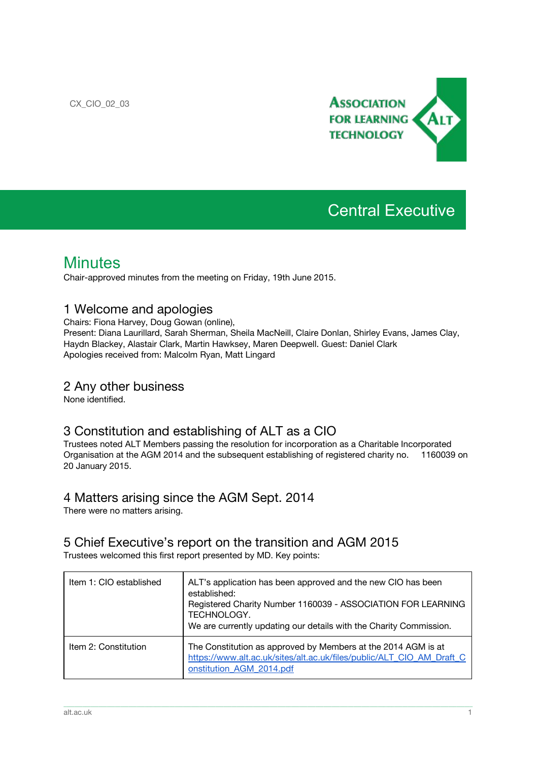CX_CIO_02_03

ASSOCIATION FOR LEARNING TECHNOLOGY

# Central Executive

## Minutes

Chair-approved minutes from the meeting on Friday, 19th June 2015.

### 1 Welcome and apologies

Chairs: Fiona Harvey, Doug Gowan (online),
Present: Diana Laurillard, Sarah Sherman, Sheila MacNeill, Claire Donlan, Shirley Evans, James Clay, Haydn Blackey, Alastair Clark, Martin Hawksey, Maren Deepwell. Guest: Daniel Clark
Apologies received from: Malcolm Ryan, Matt Lingard

### 2 Any other business

None identified.

### 3 Constitution and establishing of ALT as a CIO

Trustees noted ALT Members passing the resolution for incorporation as a Charitable Incorporated Organisation at the AGM 2014 and the subsequent establishing of registered charity no. 1160039 on 20 January 2015.

### 4 Matters arising since the AGM Sept. 2014

There were no matters arising.

### 5 Chief Executive's report on the transition and AGM 2015

Trustees welcomed this first report presented by MD. Key points:

| | |
|---|---|
| Item 1: CIO established | ALT's application has been approved and the new CIO has been established:<br>Registered Charity Number 1160039 - ASSOCIATION FOR LEARNING TECHNOLOGY.<br>We are currently updating our details with the Charity Commission. |
| Item 2: Constitution | The Constitution as approved by Members at the 2014 AGM is at [https://www.alt.ac.uk/sites/alt.ac.uk/files/public/ALT_CIO_AM_Draft_Constitution_AGM_2014.pdf](https://www.alt.ac.uk/sites/alt.ac.uk/files/public/ALT_CIO_AM_Draft_Constitution_AGM_2014.pdf) |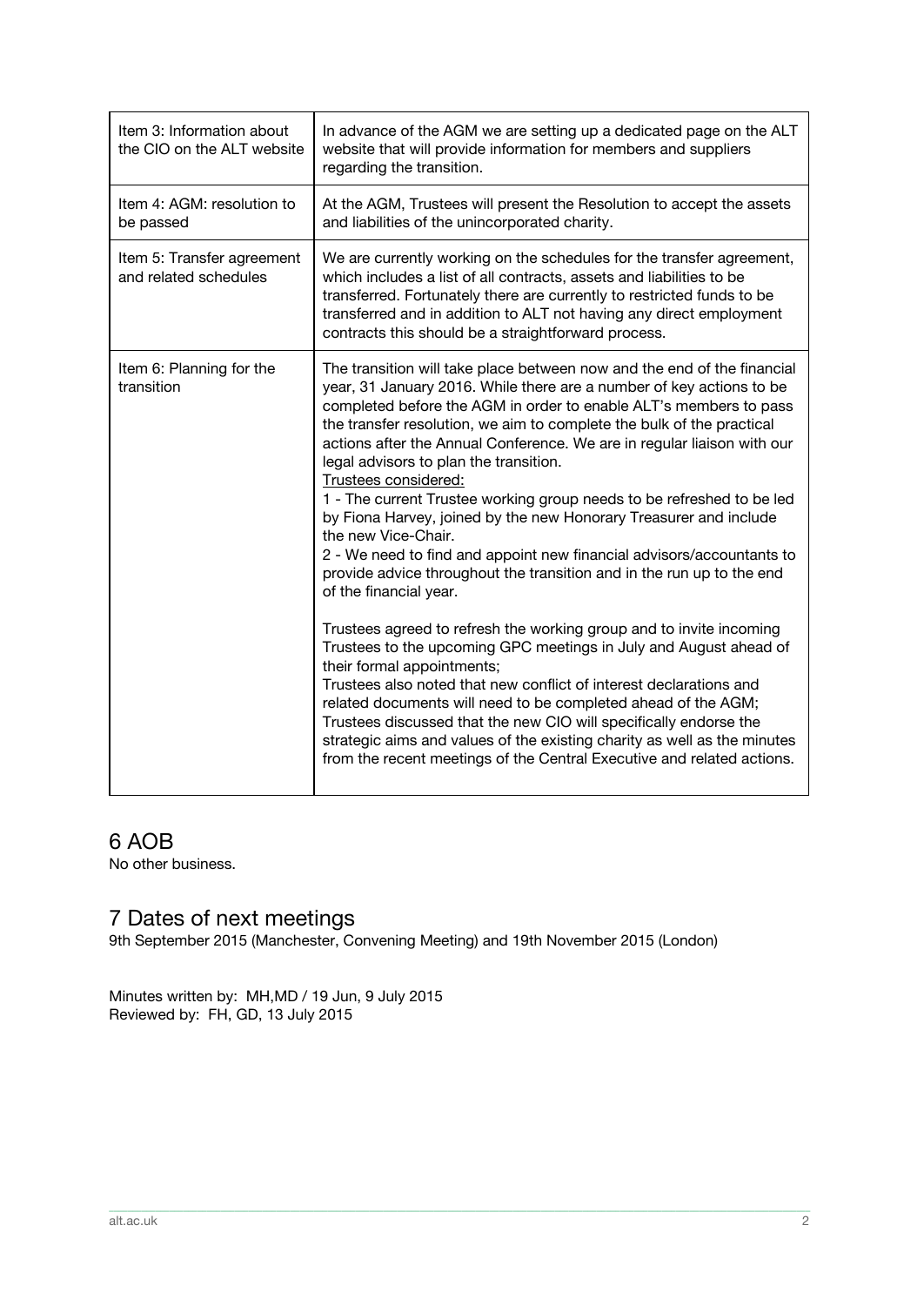| | |
|---|---|
| Item 3: Information about the CIO on the ALT website | In advance of the AGM we are setting up a dedicated page on the ALT website that will provide information for members and suppliers regarding the transition. |
| Item 4: AGM: resolution to be passed | At the AGM, Trustees will present the Resolution to accept the assets and liabilities of the unincorporated charity. |
| Item 5: Transfer agreement and related schedules | We are currently working on the schedules for the transfer agreement, which includes a list of all contracts, assets and liabilities to be transferred. Fortunately there are currently to restricted funds to be transferred and in addition to ALT not having any direct employment contracts this should be a straightforward process. |
| Item 6: Planning for the transition | The transition will take place between now and the end of the financial year, 31 January 2016. While there are a number of key actions to be completed before the AGM in order to enable ALT's members to pass the transfer resolution, we aim to complete the bulk of the practical actions after the Annual Conference. We are in regular liaison with our legal advisors to plan the transition.<br>Trustees considered:<br>1 - The current Trustee working group needs to be refreshed to be led by Fiona Harvey, joined by the new Honorary Treasurer and include the new Vice-Chair.<br>2 - We need to find and appoint new financial advisors/accountants to provide advice throughout the transition and in the run up to the end of the financial year.<br><br>Trustees agreed to refresh the working group and to invite incoming Trustees to the upcoming GPC meetings in July and August ahead of their formal appointments;<br>Trustees also noted that new conflict of interest declarations and related documents will need to be completed ahead of the AGM;<br>Trustees discussed that the new CIO will specifically endorse the strategic aims and values of the existing charity as well as the minutes from the recent meetings of the Central Executive and related actions. |

## 6 AOB

No other business.

## 7 Dates of next meetings

9th September 2015 (Manchester, Convening Meeting) and 19th November 2015 (London)

Minutes written by: MH,MD / 19 Jun, 9 July 2015
Reviewed by: FH, GD, 13 July 2015